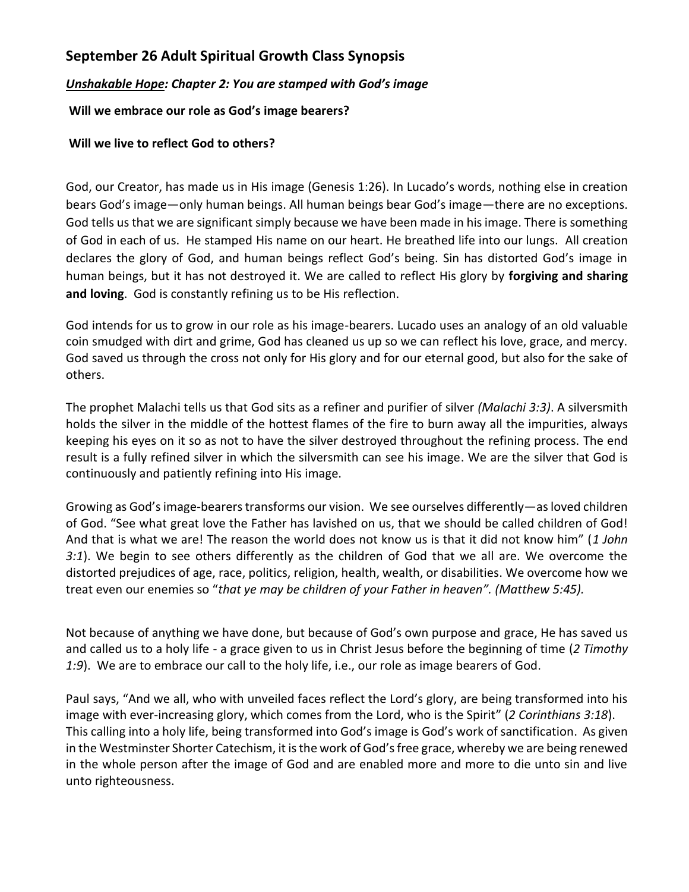## September 26 Adult Spiritual Growth Class Synopsis

***Unshakable Hope*: Chapter 2: You are stamped with God's image**

**Will we embrace our role as God's image bearers?**

**Will we live to reflect God to others?**

God, our Creator, has made us in His image (Genesis 1:26). In Lucado's words, nothing else in creation bears God's image—only human beings. All human beings bear God's image—there are no exceptions. God tells us that we are significant simply because we have been made in his image. There is something of God in each of us. He stamped His name on our heart. He breathed life into our lungs. All creation declares the glory of God, and human beings reflect God's being. Sin has distorted God's image in human beings, but it has not destroyed it. We are called to reflect His glory by **forgiving and sharing and loving**. God is constantly refining us to be His reflection.

God intends for us to grow in our role as his image-bearers. Lucado uses an analogy of an old valuable coin smudged with dirt and grime, God has cleaned us up so we can reflect his love, grace, and mercy. God saved us through the cross not only for His glory and for our eternal good, but also for the sake of others.

The prophet Malachi tells us that God sits as a refiner and purifier of silver *(Malachi 3:3)*. A silversmith holds the silver in the middle of the hottest flames of the fire to burn away all the impurities, always keeping his eyes on it so as not to have the silver destroyed throughout the refining process. The end result is a fully refined silver in which the silversmith can see his image. We are the silver that God is continuously and patiently refining into His image.

Growing as God's image-bearers transforms our vision. We see ourselves differently—as loved children of God. "See what great love the Father has lavished on us, that we should be called children of God! And that is what we are! The reason the world does not know us is that it did not know him" (*1 John 3:1*). We begin to see others differently as the children of God that we all are. We overcome the distorted prejudices of age, race, politics, religion, health, wealth, or disabilities. We overcome how we treat even our enemies so "*that ye may be children of your Father in heaven". (Matthew 5:45).*

Not because of anything we have done, but because of God's own purpose and grace, He has saved us and called us to a holy life - a grace given to us in Christ Jesus before the beginning of time (*2 Timothy 1:9*). We are to embrace our call to the holy life, i.e., our role as image bearers of God.

Paul says, "And we all, who with unveiled faces reflect the Lord's glory, are being transformed into his image with ever-increasing glory, which comes from the Lord, who is the Spirit" (*2 Corinthians 3:18*). This calling into a holy life, being transformed into God's image is God's work of sanctification. As given in the Westminster Shorter Catechism, it is the work of God's free grace, whereby we are being renewed in the whole person after the image of God and are enabled more and more to die unto sin and live unto righteousness.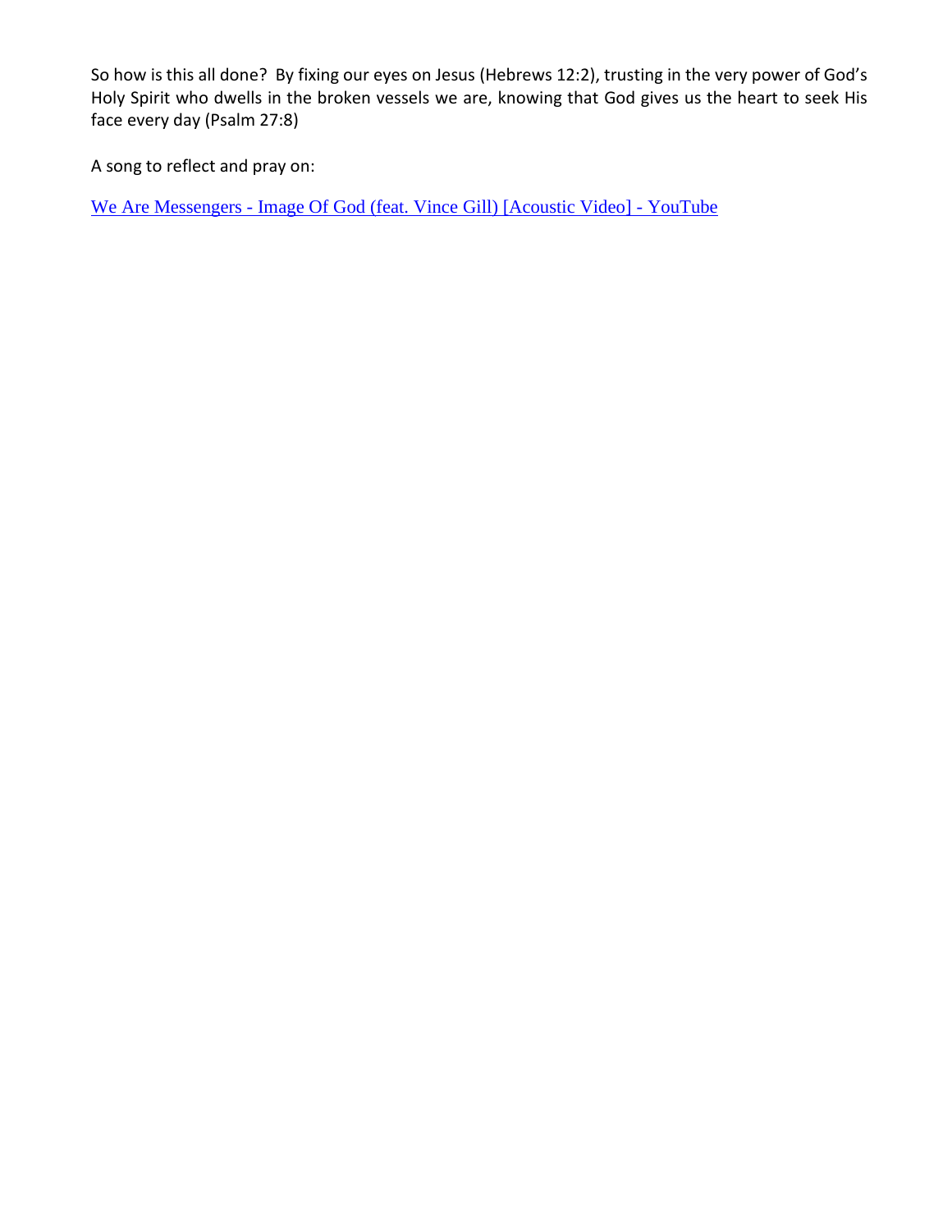So how is this all done? By fixing our eyes on Jesus (Hebrews 12:2), trusting in the very power of God's Holy Spirit who dwells in the broken vessels we are, knowing that God gives us the heart to seek His face every day (Psalm 27:8)

A song to reflect and pray on:

We Are Messengers - Image Of God (feat. Vince Gill) [Acoustic Video] - YouTube